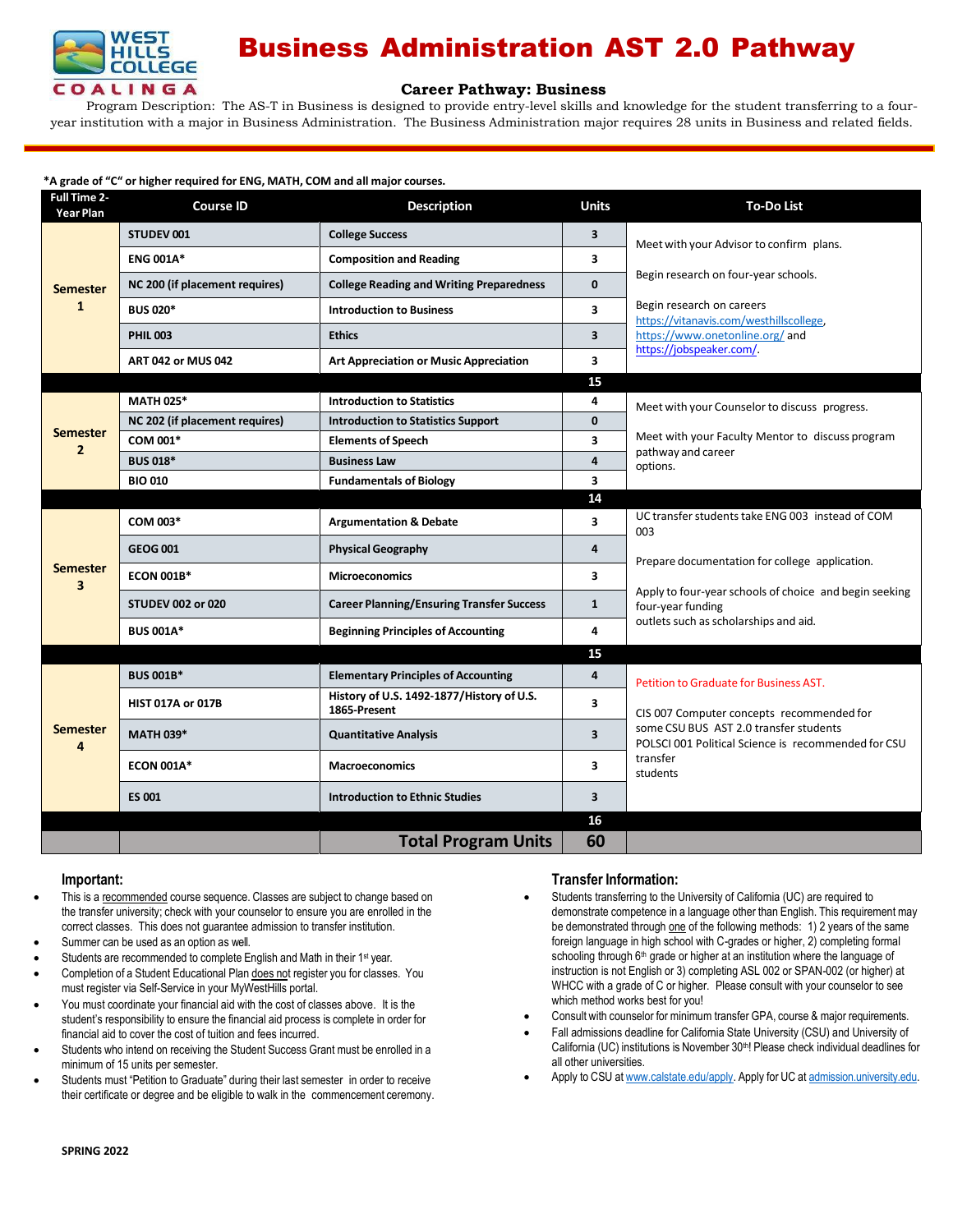# Business Administration AST 2.0 Pathway

WEST HILLS COLLEGE COALINGA

### Career Pathway: Business

Program Description: The AS-T in Business is designed to provide entry-level skills and knowledge for the student transferring to a four-year institution with a major in Business Administration. The Business Administration major requires 28 units in Business and related fields.

**\*A grade of "C" or higher required for ENG, MATH, COM and all major courses.**

| Full Time 2-Year Plan | Course ID | Description | Units | To-Do List |
|---|---|---|---|---|
| **Semester 1** | STUDEV 001 | College Success | 3 | Meet with your Advisor to confirm plans.<br>Begin research on four-year schools.<br>Begin research on careers https://vitanavis.com/westhillscollege, https://www.onetonline.org/ and https://jobspeaker.com/. |
| | ENG 001A* | Composition and Reading | 3 | |
| | NC 200 (if placement requires) | College Reading and Writing Preparedness | 0 | |
| | BUS 020* | Introduction to Business | 3 | |
| | PHIL 003 | Ethics | 3 | |
| | ART 042 or MUS 042 | Art Appreciation or Music Appreciation | 3 | |
| | | | **15** | |
| **Semester 2** | MATH 025* | Introduction to Statistics | 4 | Meet with your Counselor to discuss progress.<br>Meet with your Faculty Mentor to discuss program pathway and career options. |
| | NC 202 (if placement requires) | Introduction to Statistics Support | 0 | |
| | COM 001* | Elements of Speech | 3 | |
| | BUS 018* | Business Law | 4 | |
| | BIO 010 | Fundamentals of Biology | 3 | |
| | | | **14** | |
| **Semester 3** | COM 003* | Argumentation & Debate | 3 | UC transfer students take ENG 003 instead of COM 003<br>Prepare documentation for college application.<br>Apply to four-year schools of choice and begin seeking four-year funding outlets such as scholarships and aid. |
| | GEOG 001 | Physical Geography | 4 | |
| | ECON 001B* | Microeconomics | 3 | |
| | STUDEV 002 or 020 | Career Planning/Ensuring Transfer Success | 1 | |
| | BUS 001A* | Beginning Principles of Accounting | 4 | |
| | | | **15** | |
| **Semester 4** | BUS 001B* | Elementary Principles of Accounting | 4 | Petition to Graduate for Business AST.<br>CIS 007 Computer concepts recommended for some CSU BUS AST 2.0 transfer students<br>POLSCI 001 Political Science is recommended for CSU transfer students |
| | HIST 017A or 017B | History of U.S. 1492-1877/History of U.S. 1865-Present | 3 | |
| | MATH 039* | Quantitative Analysis | 3 | |
| | ECON 001A* | Macroeconomics | 3 | |
| | ES 001 | Introduction to Ethnic Studies | 3 | |
| | | | **16** | |
| | | **Total Program Units** | **60** | |

### Important:

- This is a recommended course sequence. Classes are subject to change based on the transfer university; check with your counselor to ensure you are enrolled in the correct classes. This does not guarantee admission to transfer institution.
- Summer can be used as an option as well.
- Students are recommended to complete English and Math in their 1st year.
- Completion of a Student Educational Plan does not register you for classes. You must register via Self-Service in your MyWestHills portal.
- You must coordinate your financial aid with the cost of classes above. It is the student's responsibility to ensure the financial aid process is complete in order for financial aid to cover the cost of tuition and fees incurred.
- Students who intend on receiving the Student Success Grant must be enrolled in a minimum of 15 units per semester.
- Students must "Petition to Graduate" during their last semester in order to receive their certificate or degree and be eligible to walk in the commencement ceremony.

### Transfer Information:

- Students transferring to the University of California (UC) are required to demonstrate competence in a language other than English. This requirement may be demonstrated through one of the following methods: 1) 2 years of the same foreign language in high school with C-grades or higher, 2) completing formal schooling through 6th grade or higher at an institution where the language of instruction is not English or 3) completing ASL 002 or SPAN-002 (or higher) at WHCC with a grade of C or higher. Please consult with your counselor to see which method works best for you!
- Consult with counselor for minimum transfer GPA, course & major requirements.
- Fall admissions deadline for California State University (CSU) and University of California (UC) institutions is November 30th! Please check individual deadlines for all other universities.
- Apply to CSU at www.calstate.edu/apply. Apply for UC at admission.university.edu.

SPRING 2022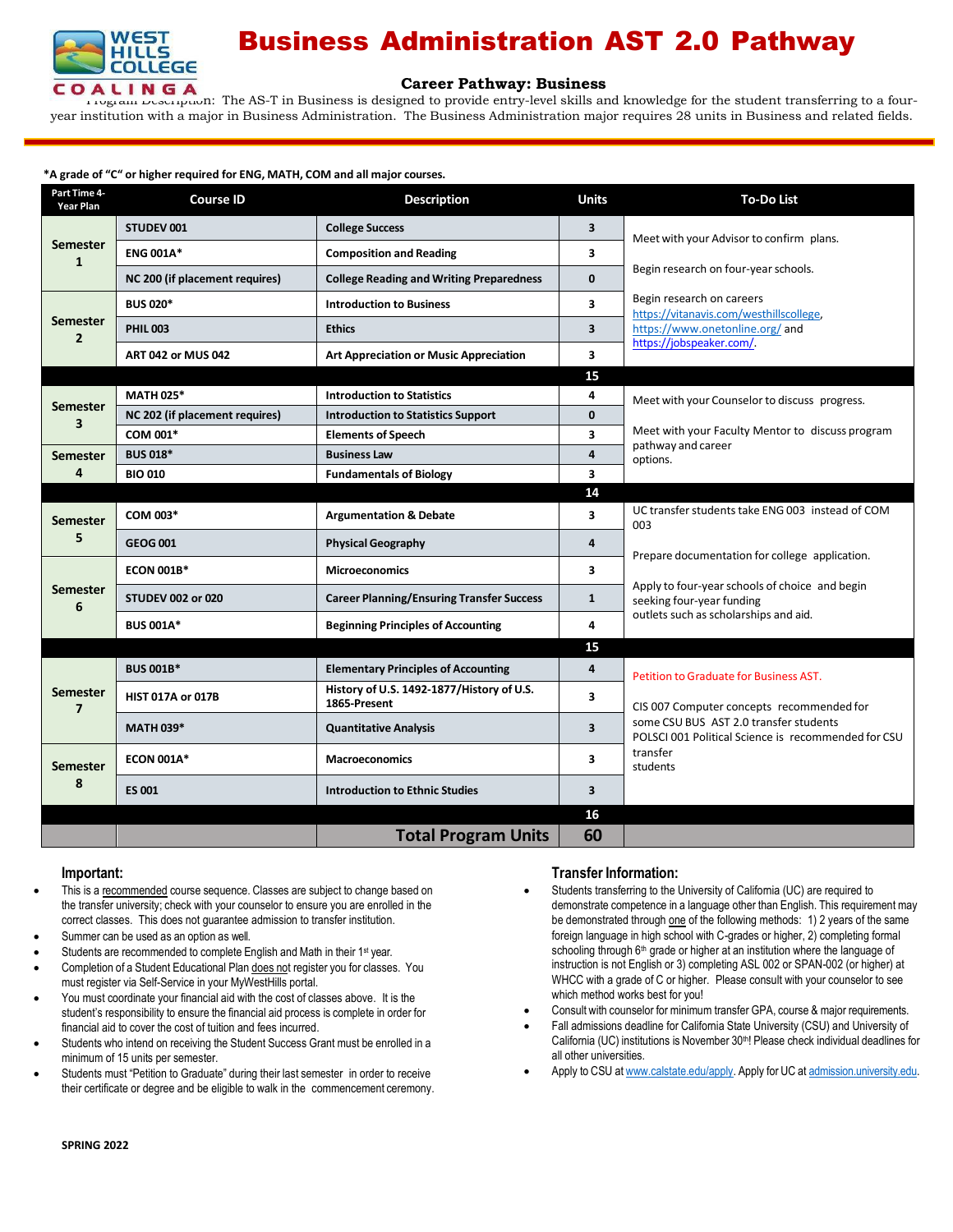# Business Administration AST 2.0 Pathway

**Career Pathway: Business**

Program Description: The AS-T in Business is designed to provide entry-level skills and knowledge for the student transferring to a four-year institution with a major in Business Administration. The Business Administration major requires 28 units in Business and related fields.

***A grade of "C" or higher required for ENG, MATH, COM and all major courses.**

| Part Time 4-Year Plan | Course ID | Description | Units | To-Do List |
|---|---|---|---|---|
| Semester 1 | STUDEV 001 | College Success | 3 | Meet with your Advisor to confirm plans. Begin research on four-year schools. |
| | ENG 001A* | Composition and Reading | 3 | |
| | NC 200 (if placement requires) | College Reading and Writing Preparedness | 0 | |
| Semester 2 | BUS 020* | Introduction to Business | 3 | Begin research on careers https://vitanavis.com/westhillscollege, https://www.onetonline.org/ and https://jobspeaker.com/. |
| | PHIL 003 | Ethics | 3 | |
| | ART 042 or MUS 042 | Art Appreciation or Music Appreciation | 3 | |
| | | | 15 | |
| Semester 3 | MATH 025* | Introduction to Statistics | 4 | Meet with your Counselor to discuss progress. Meet with your Faculty Mentor to discuss program pathway and career options. |
| | NC 202 (if placement requires) | Introduction to Statistics Support | 0 | |
| | COM 001* | Elements of Speech | 3 | |
| Semester 4 | BUS 018* | Business Law | 4 | |
| | BIO 010 | Fundamentals of Biology | 3 | |
| | | | 14 | |
| Semester 5 | COM 003* | Argumentation & Debate | 3 | UC transfer students take ENG 003 instead of COM 003. Prepare documentation for college application. Apply to four-year schools of choice and begin seeking four-year funding outlets such as scholarships and aid. |
| | GEOG 001 | Physical Geography | 4 | |
| Semester 6 | ECON 001B* | Microeconomics | 3 | |
| | STUDEV 002 or 020 | Career Planning/Ensuring Transfer Success | 1 | |
| | BUS 001A* | Beginning Principles of Accounting | 4 | |
| | | | 15 | |
| Semester 7 | BUS 001B* | Elementary Principles of Accounting | 4 | Petition to Graduate for Business AST. CIS 007 Computer concepts recommended for some CSU BUS AST 2.0 transfer students POLSCI 001 Political Science is recommended for CSU transfer students |
| | HIST 017A or 017B | History of U.S. 1492-1877/History of U.S. 1865-Present | 3 | |
| | MATH 039* | Quantitative Analysis | 3 | |
| Semester 8 | ECON 001A* | Macroeconomics | 3 | |
| | ES 001 | Introduction to Ethnic Studies | 3 | |
| | | | 16 | |
| | | **Total Program Units** | **60** | |

## Important:

- This is a recommended course sequence. Classes are subject to change based on the transfer university; check with your counselor to ensure you are enrolled in the correct classes. This does not guarantee admission to transfer institution.
- Summer can be used as an option as well.
- Students are recommended to complete English and Math in their 1st year.
- Completion of a Student Educational Plan does not register you for classes. You must register via Self-Service in your MyWestHills portal.
- You must coordinate your financial aid with the cost of classes above. It is the student's responsibility to ensure the financial aid process is complete in order for financial aid to cover the cost of tuition and fees incurred.
- Students who intend on receiving the Student Success Grant must be enrolled in a minimum of 15 units per semester.
- Students must "Petition to Graduate" during their last semester in order to receive their certificate or degree and be eligible to walk in the commencement ceremony.

## Transfer Information:

- Students transferring to the University of California (UC) are required to demonstrate competence in a language other than English. This requirement may be demonstrated through one of the following methods: 1) 2 years of the same foreign language in high school with C-grades or higher, 2) completing formal schooling through 6th grade or higher at an institution where the language of instruction is not English or 3) completing ASL 002 or SPAN-002 (or higher) at WHCC with a grade of C or higher. Please consult with your counselor to see which method works best for you!
- Consult with counselor for minimum transfer GPA, course & major requirements.
- Fall admissions deadline for California State University (CSU) and University of California (UC) institutions is November 30th! Please check individual deadlines for all other universities.
- Apply to CSU at www.calstate.edu/apply. Apply for UC at admission.university.edu.

SPRING 2022